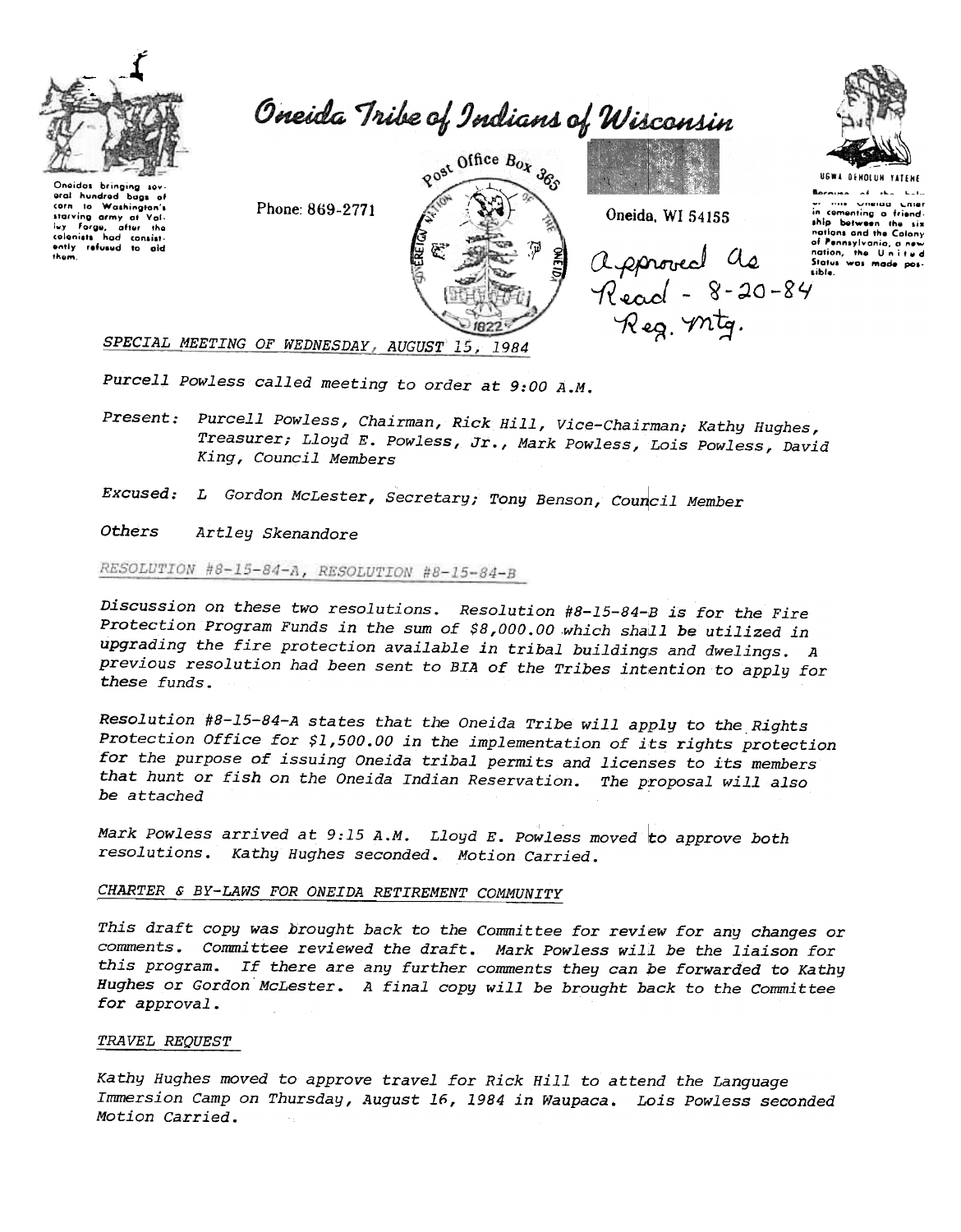# Oneida Tribe of Indians of Wisconsin

Oneidas bringing several hundred bags of corn to Washington's starving army at Valley Forge, after the colonists had consistently refused to aid them.

Phone: 869-2771

Post Office Box 365

Oneida, WI 54155

UGWA DEHOLUN YATEHE

Because of the help of this Oneida Chief in cementing a friendship between the six nations and the Colony of Pennsylvania, a new nation, the United States was made possible.

Approved as Read - 8-20-84 Reg. mtg.

*SPECIAL MEETING OF WEDNESDAY, AUGUST 15, 1984*

*Purcell Powless called meeting to order at 9:00 A.M.*

*Present: Purcell Powless, Chairman, Rick Hill, Vice-Chairman; Kathy Hughes, Treasurer; Lloyd E. Powless, Jr., Mark Powless, Lois Powless, David King, Council Members*

*Excused: L Gordon McLester, Secretary; Tony Benson, Council Member*

*Others Artley Skenandore*

*RESOLUTION #8-15-84-A, RESOLUTION #8-15-84-B*

*Discussion on these two resolutions. Resolution #8-15-84-B is for the Fire Protection Program Funds in the sum of $8,000.00 which shall be utilized in upgrading the fire protection available in tribal buildings and dwellings. A previous resolution had been sent to BIA of the Tribes intention to apply for these funds.*

*Resolution #8-15-84-A states that the Oneida Tribe will apply to the Rights Protection Office for $1,500.00 in the implementation of its rights protection for the purpose of issuing Oneida tribal permits and licenses to its members that hunt or fish on the Oneida Indian Reservation. The proposal will also be attached*

*Mark Powless arrived at 9:15 A.M. Lloyd E. Powless moved to approve both resolutions. Kathy Hughes seconded. Motion Carried.*

*CHARTER & BY-LAWS FOR ONEIDA RETIREMENT COMMUNITY*

*This draft copy was brought back to the Committee for review for any changes or comments. Committee reviewed the draft. Mark Powless will be the liaison for this program. If there are any further comments they can be forwarded to Kathy Hughes or Gordon McLester. A final copy will be brought back to the Committee for approval.*

*TRAVEL REQUEST*

*Kathy Hughes moved to approve travel for Rick Hill to attend the Language Immersion Camp on Thursday, August 16, 1984 in Waupaca. Lois Powless seconded Motion Carried.*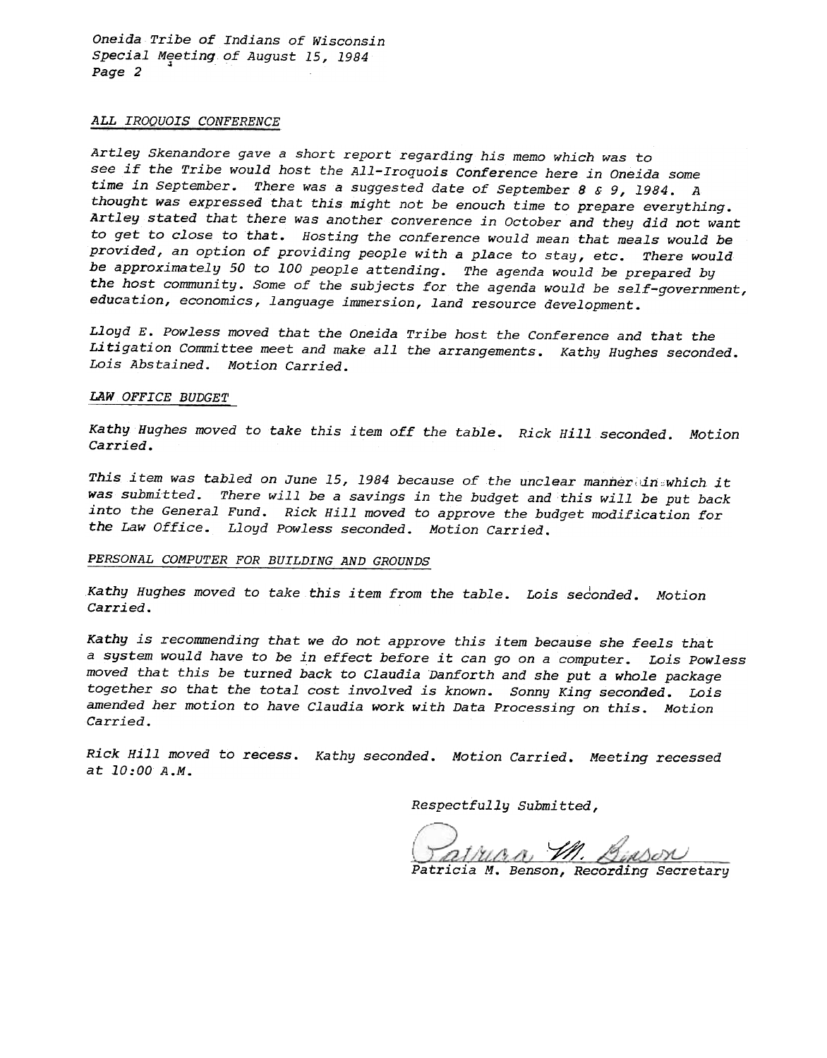## ALL IROQUOIS CONFERENCE

Artley Skenandore gave a short report regarding his memo which was to see if the Tribe would host the All-Iroquois Conference here in Oneida some time in September. There was a suggested date of September 8 & 9, 1984. A thought was expressed that this might not be enouch time to prepare everything. Artley stated that there was another converence in October and they did not want to get to close to that. Hosting the conference would mean that meals would be provided, an option of providing people with a place to stay, etc. There would be approximately 50 to 100 people attending. The agenda would be prepared by the host community. Some of the subjects for the agenda would be self-government, education, economics, language immersion, land resource development.

Lloyd E. Powless moved that the Oneida Tribe host the Conference and that the Litigation Committee meet and make all the arrangements. Kathy Hughes seconded. Lois Abstained. Motion Carried.

## LAW OFFICE BUDGET

Kathy Hughes moved to take this item off the table. Rick Hill seconded. Motion Carried.

This item was tabled on June 15, 1984 because of the unclear manner in which it was submitted. There will be a savings in the budget and this will be put back into the General Fund. Rick Hill moved to approve the budget modification for the Law Office. Lloyd Powless seconded. Motion Carried.

## PERSONAL COMPUTER FOR BUILDING AND GROUNDS

Kathy Hughes moved to take this item from the table. Lois seconded. Motion Carried.

Kathy is recommending that we do not approve this item because she feels that a system would have to be in effect before it can go on a computer. Lois Powless moved that this be turned back to Claudia Danforth and she put a whole package together so that the total cost involved is known. Sonny King seconded. Lois amended her motion to have Claudia work with Data Processing on this. Motion Carried.

Rick Hill moved to recess. Kathy seconded. Motion Carried. Meeting recessed at 10:00 A.M.

Respectfully Submitted,

Patricia M. Benson

Patricia M. Benson, Recording Secretary